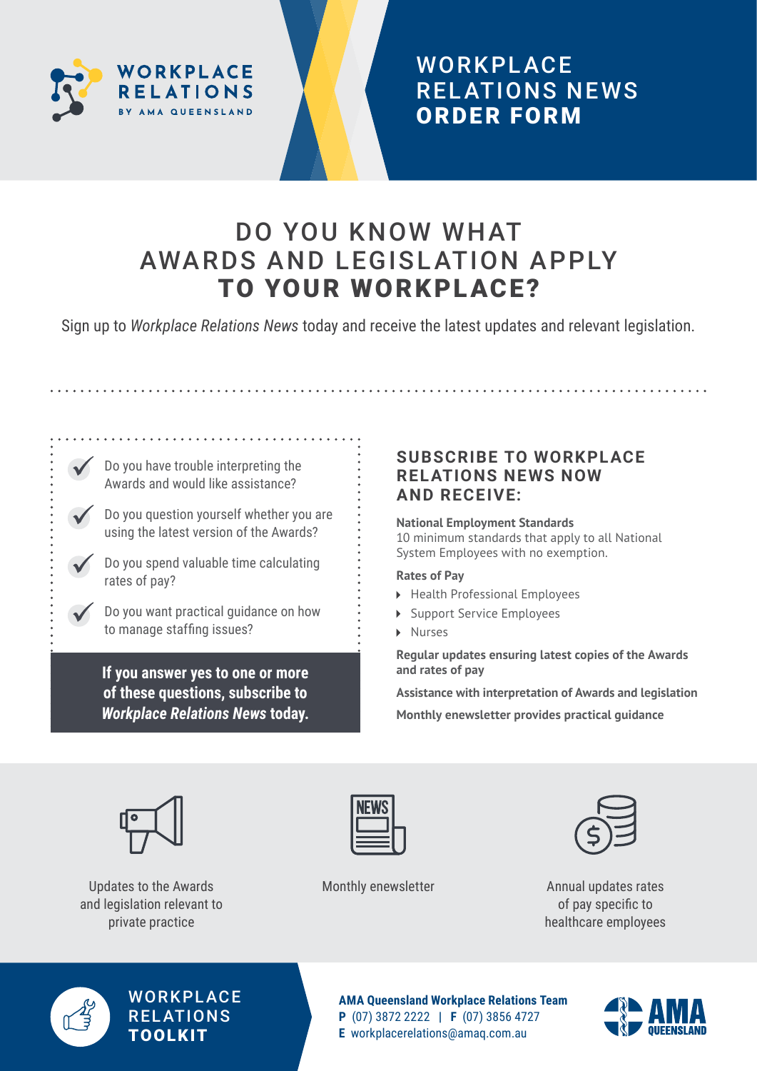WORKPLACE RELATIONS
BY AMA QUEENSLAND

# WORKPLACE RELATIONS NEWS **ORDER FORM**

## DO YOU KNOW WHAT AWARDS AND LEGISLATION APPLY **TO YOUR WORKPLACE?**

Sign up to *Workplace Relations News* today and receive the latest updates and relevant legislation.

- Do you have trouble interpreting the Awards and would like assistance?
- Do you question yourself whether you are using the latest version of the Awards?
- Do you spend valuable time calculating rates of pay?
- Do you want practical guidance on how to manage staffing issues?

**If you answer yes to one or more of these questions, subscribe to *Workplace Relations News* today.**

### SUBSCRIBE TO WORKPLACE RELATIONS NEWS NOW AND RECEIVE:

**National Employment Standards**
10 minimum standards that apply to all National System Employees with no exemption.

**Rates of Pay**

- Health Professional Employees
- Support Service Employees
- Nurses

**Regular updates ensuring latest copies of the Awards and rates of pay**

**Assistance with interpretation of Awards and legislation**

**Monthly enewsletter provides practical guidance**

Updates to the Awards and legislation relevant to private practice

Monthly enewsletter

Annual updates rates of pay specific to healthcare employees

WORKPLACE RELATIONS **TOOLKIT**

**AMA Queensland Workplace Relations Team**
**P** (07) 3872 2222 | **F** (07) 3856 4727
**E** workplacerelations@amaq.com.au

AMA QUEENSLAND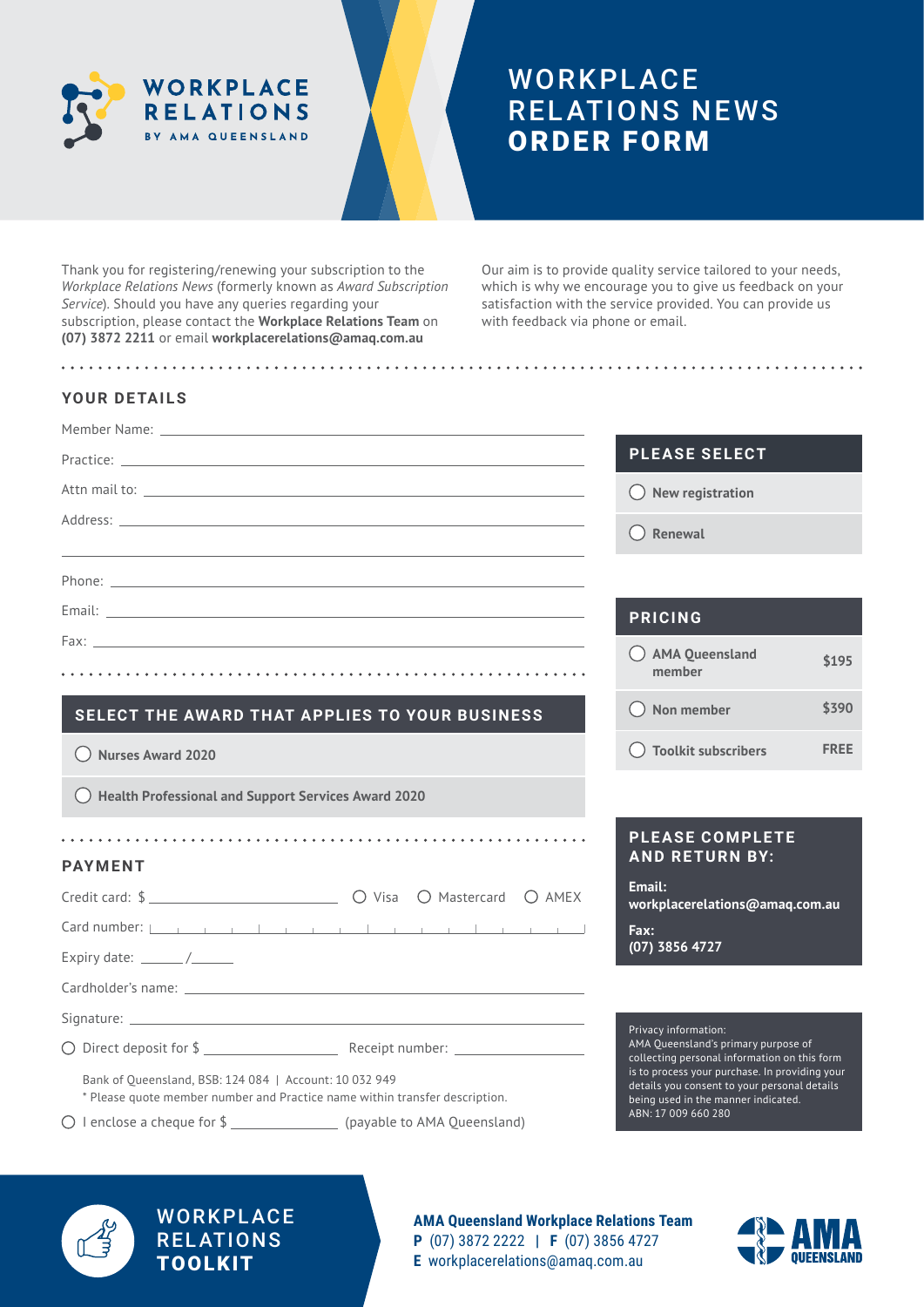WORKPLACE RELATIONS BY AMA QUEENSLAND

# WORKPLACE RELATIONS NEWS ORDER FORM

Thank you for registering/renewing your subscription to the *Workplace Relations News* (formerly known as *Award Subscription Service*). Should you have any queries regarding your subscription, please contact the **Workplace Relations Team** on **(07) 3872 2211** or email **workplacerelations@amaq.com.au**

Our aim is to provide quality service tailored to your needs, which is why we encourage you to give us feedback on your satisfaction with the service provided. You can provide us with feedback via phone or email.

## YOUR DETAILS

Member Name: ______________________________

Practice: ______________________________

Attn mail to: ______________________________

Address: ______________________________

______________________________

Phone: ______________________________

Email: ______________________________

Fax: ______________________________

## PLEASE SELECT

○ New registration

○ Renewal

## PRICING

| | |
|---|---|
| ○ AMA Queensland member | $195 |
| ○ Non member | $390 |
| ○ Toolkit subscribers | FREE |

## SELECT THE AWARD THAT APPLIES TO YOUR BUSINESS

○ Nurses Award 2020

○ Health Professional and Support Services Award 2020

## PAYMENT

Credit card: $ ____________ ○ Visa ○ Mastercard ○ AMEX

Card number: ______________________________

Expiry date: ______/______

Cardholder's name: ______________________________

Signature: ______________________________

○ Direct deposit for $ ____________ Receipt number: ____________

Bank of Queensland, BSB: 124 084 | Account: 10 032 949
* Please quote member number and Practice name within transfer description.

○ I enclose a cheque for $ ____________ (payable to AMA Queensland)

## PLEASE COMPLETE AND RETURN BY:

**Email:**
**workplacerelations@amaq.com.au**

**Fax:**
**(07) 3856 4727**

Privacy information:
AMA Queensland's primary purpose of collecting personal information on this form is to process your purchase. In providing your details you consent to your personal details being used in the manner indicated.
ABN: 17 009 660 280

WORKPLACE RELATIONS **TOOLKIT**

**AMA Queensland Workplace Relations Team**
**P** (07) 3872 2222 | **F** (07) 3856 4727
**E** workplacerelations@amaq.com.au

AMA QUEENSLAND